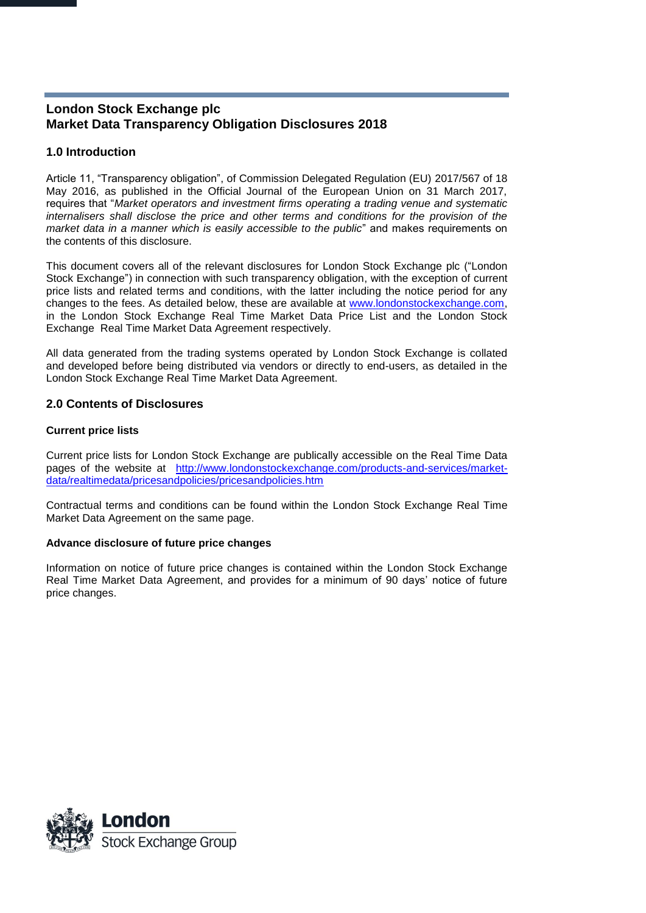# London Stock Exchange plc
# Market Data Transparency Obligation Disclosures 2018

## 1.0 Introduction

Article 11, "Transparency obligation", of Commission Delegated Regulation (EU) 2017/567 of 18 May 2016, as published in the Official Journal of the European Union on 31 March 2017, requires that "*Market operators and investment firms operating a trading venue and systematic internalisers shall disclose the price and other terms and conditions for the provision of the market data in a manner which is easily accessible to the public*" and makes requirements on the contents of this disclosure.

This document covers all of the relevant disclosures for London Stock Exchange plc ("London Stock Exchange") in connection with such transparency obligation, with the exception of current price lists and related terms and conditions, with the latter including the notice period for any changes to the fees. As detailed below, these are available at www.londonstockexchange.com, in the London Stock Exchange Real Time Market Data Price List and the London Stock Exchange Real Time Market Data Agreement respectively.

All data generated from the trading systems operated by London Stock Exchange is collated and developed before being distributed via vendors or directly to end-users, as detailed in the London Stock Exchange Real Time Market Data Agreement.

## 2.0 Contents of Disclosures

**Current price lists**

Current price lists for London Stock Exchange are publically accessible on the Real Time Data pages of the website at http://www.londonstockexchange.com/products-and-services/market-data/realtimedata/pricesandpolicies/pricesandpolicies.htm

Contractual terms and conditions can be found within the London Stock Exchange Real Time Market Data Agreement on the same page.

**Advance disclosure of future price changes**

Information on notice of future price changes is contained within the London Stock Exchange Real Time Market Data Agreement, and provides for a minimum of 90 days' notice of future price changes.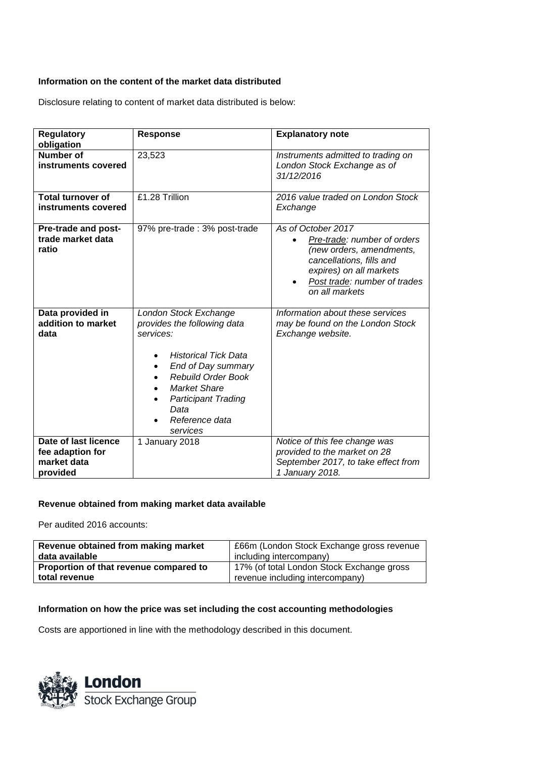**Information on the content of the market data distributed**

Disclosure relating to content of market data distributed is below:

| Regulatory obligation | Response | Explanatory note |
|---|---|---|
| **Number of instruments covered** | 23,523 | *Instruments admitted to trading on London Stock Exchange as of 31/12/2016* |
| **Total turnover of instruments covered** | £1.28 Trillion | *2016 value traded on London Stock Exchange* |
| **Pre-trade and post-trade market data ratio** | 97% pre-trade : 3% post-trade | *As of October 2017*<br>• *<u>Pre-trade</u>: number of orders (new orders, amendments, cancellations, fills and expires) on all markets*<br>• *<u>Post trade</u>: number of trades on all markets* |
| **Data provided in addition to market data** | *London Stock Exchange provides the following data services:*<br>• *Historical Tick Data*<br>• *End of Day summary*<br>• *Rebuild Order Book*<br>• *Market Share*<br>• *Participant Trading Data*<br>• *Reference data services* | *Information about these services may be found on the London Stock Exchange website.* |
| **Date of last licence fee adaption for market data provided** | 1 January 2018 | *Notice of this fee change was provided to the market on 28 September 2017, to take effect from 1 January 2018.* |

**Revenue obtained from making market data available**

Per audited 2016 accounts:

| Revenue obtained from making market data available | £66m (London Stock Exchange gross revenue including intercompany) |
|---|---|
| **Proportion of that revenue compared to total revenue** | 17% (of total London Stock Exchange gross revenue including intercompany) |

**Information on how the price was set including the cost accounting methodologies**

Costs are apportioned in line with the methodology described in this document.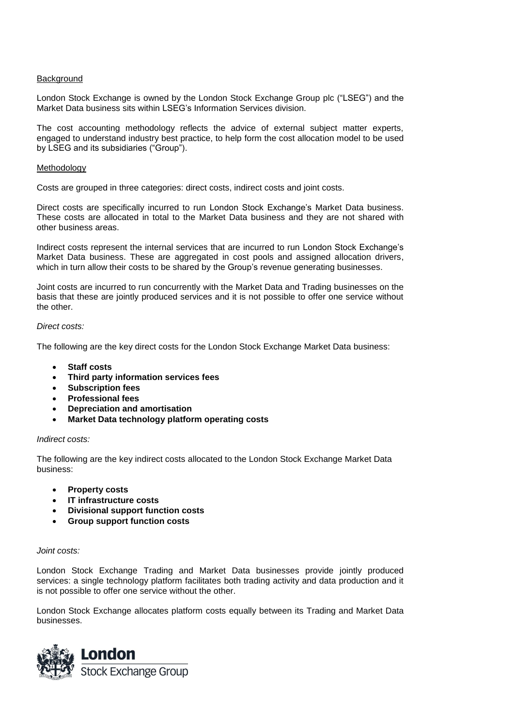Background

London Stock Exchange is owned by the London Stock Exchange Group plc ("LSEG") and the Market Data business sits within LSEG's Information Services division.

The cost accounting methodology reflects the advice of external subject matter experts, engaged to understand industry best practice, to help form the cost allocation model to be used by LSEG and its subsidiaries ("Group").

Methodology

Costs are grouped in three categories: direct costs, indirect costs and joint costs.

Direct costs are specifically incurred to run London Stock Exchange's Market Data business. These costs are allocated in total to the Market Data business and they are not shared with other business areas.

Indirect costs represent the internal services that are incurred to run London Stock Exchange's Market Data business. These are aggregated in cost pools and assigned allocation drivers, which in turn allow their costs to be shared by the Group's revenue generating businesses.

Joint costs are incurred to run concurrently with the Market Data and Trading businesses on the basis that these are jointly produced services and it is not possible to offer one service without the other.

*Direct costs:*

The following are the key direct costs for the London Stock Exchange Market Data business:

- **Staff costs**
- **Third party information services fees**
- **Subscription fees**
- **Professional fees**
- **Depreciation and amortisation**
- **Market Data technology platform operating costs**

*Indirect costs:*

The following are the key indirect costs allocated to the London Stock Exchange Market Data business:

- **Property costs**
- **IT infrastructure costs**
- **Divisional support function costs**
- **Group support function costs**

*Joint costs:*

London Stock Exchange Trading and Market Data businesses provide jointly produced services: a single technology platform facilitates both trading activity and data production and it is not possible to offer one service without the other.

London Stock Exchange allocates platform costs equally between its Trading and Market Data businesses.

London
Stock Exchange Group